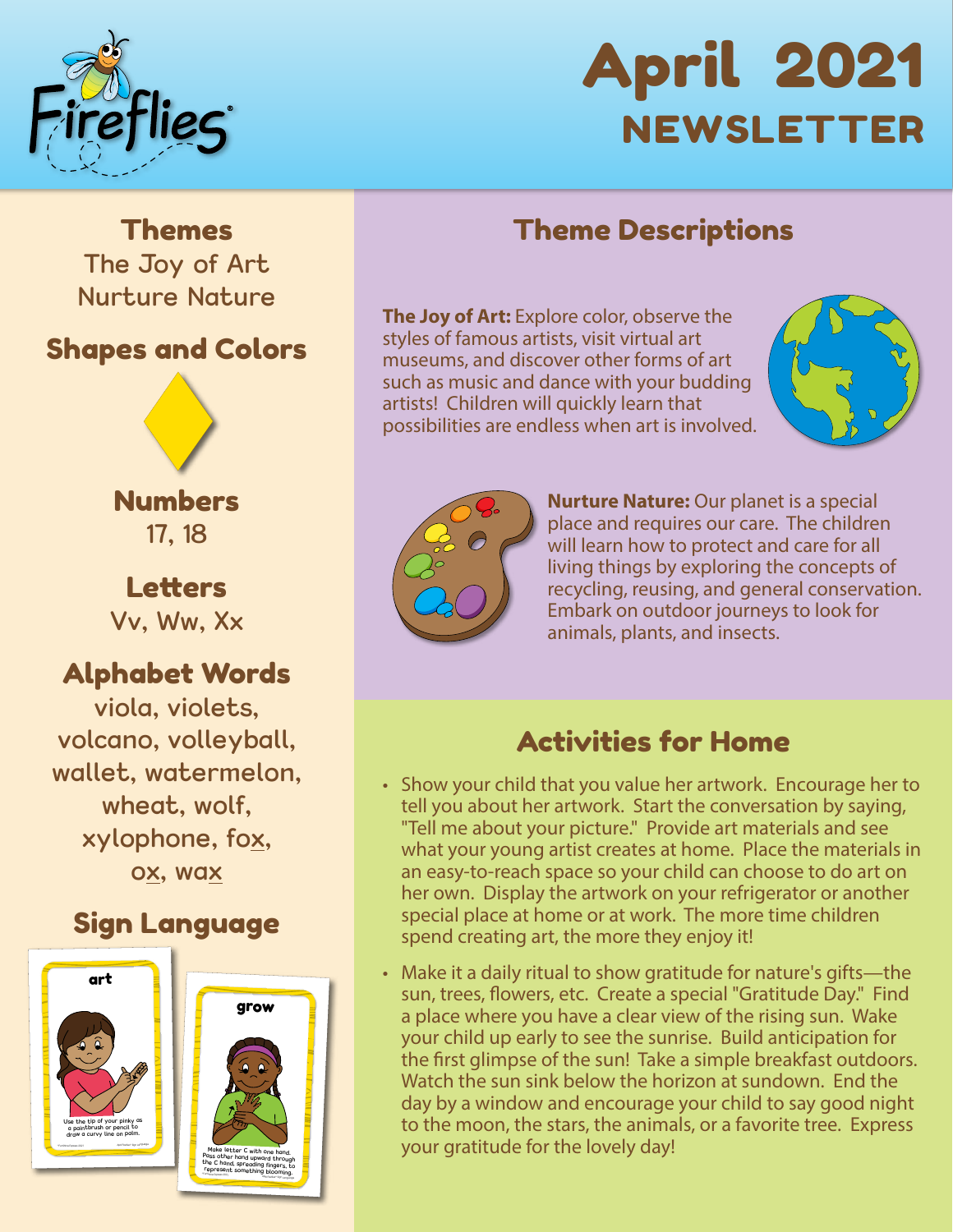# April 2021 NEWSLETTER

## Themes

The Joy of Art
Nurture Nature

## Shapes and Colors

## Numbers

17, 18

## Letters

Vv, Ww, Xx

## Alphabet Words

viola, violets, volcano, volleyball, wallet, watermelon, wheat, wolf, xylophone, fox, ox, wax

## Sign Language

**art**

Use the tip of your pinky as a paintbrush or pencil to draw a curvy line on palm.

**grow**

Make letter C with one hand. Pass other hand upward through the C hand, spreading fingers, to represent something blooming.

## Theme Descriptions

**The Joy of Art:** Explore color, observe the styles of famous artists, visit virtual art museums, and discover other forms of art such as music and dance with your budding artists! Children will quickly learn that possibilities are endless when art is involved.

**Nurture Nature:** Our planet is a special place and requires our care. The children will learn how to protect and care for all living things by exploring the concepts of recycling, reusing, and general conservation. Embark on outdoor journeys to look for animals, plants, and insects.

## Activities for Home

- Show your child that you value her artwork. Encourage her to tell you about her artwork. Start the conversation by saying, "Tell me about your picture." Provide art materials and see what your young artist creates at home. Place the materials in an easy-to-reach space so your child can choose to do art on her own. Display the artwork on your refrigerator or another special place at home or at work. The more time children spend creating art, the more they enjoy it!
- Make it a daily ritual to show gratitude for nature's gifts—the sun, trees, flowers, etc. Create a special "Gratitude Day." Find a place where you have a clear view of the rising sun. Wake your child up early to see the sunrise. Build anticipation for the first glimpse of the sun! Take a simple breakfast outdoors. Watch the sun sink below the horizon at sundown. End the day by a window and encourage your child to say good night to the moon, the stars, the animals, or a favorite tree. Express your gratitude for the lovely day!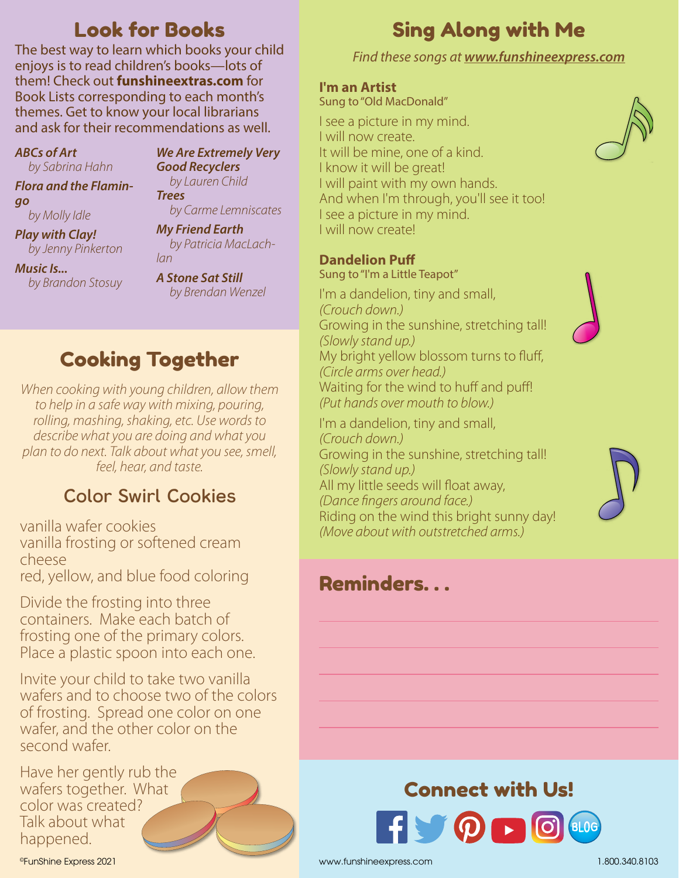## Look for Books

The best way to learn which books your child enjoys is to read children's books—lots of them! Check out **funshineextras.com** for Book Lists corresponding to each month's themes. Get to know your local librarians and ask for their recommendations as well.

***ABCs of Art***
*by Sabrina Hahn*

***Flora and the Flamingo***
*by Molly Idle*

***Play with Clay!***
*by Jenny Pinkerton*

***Music Is...***
*by Brandon Stosuy*

***We Are Extremely Very Good Recyclers***
*by Lauren Child*

***Trees***
*by Carme Lemniscates*

***My Friend Earth***
*by Patricia MacLachlan*

***A Stone Sat Still***
*by Brendan Wenzel*

## Cooking Together

*When cooking with young children, allow them to help in a safe way with mixing, pouring, rolling, mashing, shaking, etc. Use words to describe what you are doing and what you plan to do next. Talk about what you see, smell, feel, hear, and taste.*

### Color Swirl Cookies

vanilla wafer cookies
vanilla frosting or softened cream cheese
red, yellow, and blue food coloring

Divide the frosting into three containers. Make each batch of frosting one of the primary colors. Place a plastic spoon into each one.

Invite your child to take two vanilla wafers and to choose two of the colors of frosting. Spread one color on one wafer, and the other color on the second wafer.

Have her gently rub the wafers together. What color was created? Talk about what happened.

©FunShine Express 2021

## Sing Along with Me

*Find these songs at www.funshineexpress.com*

### I'm an Artist
Sung to "Old MacDonald"

I see a picture in my mind.
I will now create.
It will be mine, one of a kind.
I know it will be great!
I will paint with my own hands.
And when I'm through, you'll see it too!
I see a picture in my mind.
I will now create!

### Dandelion Puff
Sung to "I'm a Little Teapot"

I'm a dandelion, tiny and small,
*(Crouch down.)*
Growing in the sunshine, stretching tall!
*(Slowly stand up.)*
My bright yellow blossom turns to fluff,
*(Circle arms over head.)*
Waiting for the wind to huff and puff!
*(Put hands over mouth to blow.)*

I'm a dandelion, tiny and small,
*(Crouch down.)*
Growing in the sunshine, stretching tall!
*(Slowly stand up.)*
All my little seeds will float away,
*(Dance fingers around face.)*
Riding on the wind this bright sunny day!
*(Move about with outstretched arms.)*

## Reminders. . .

## Connect with Us!

www.funshineexpress.com 1.800.340.8103